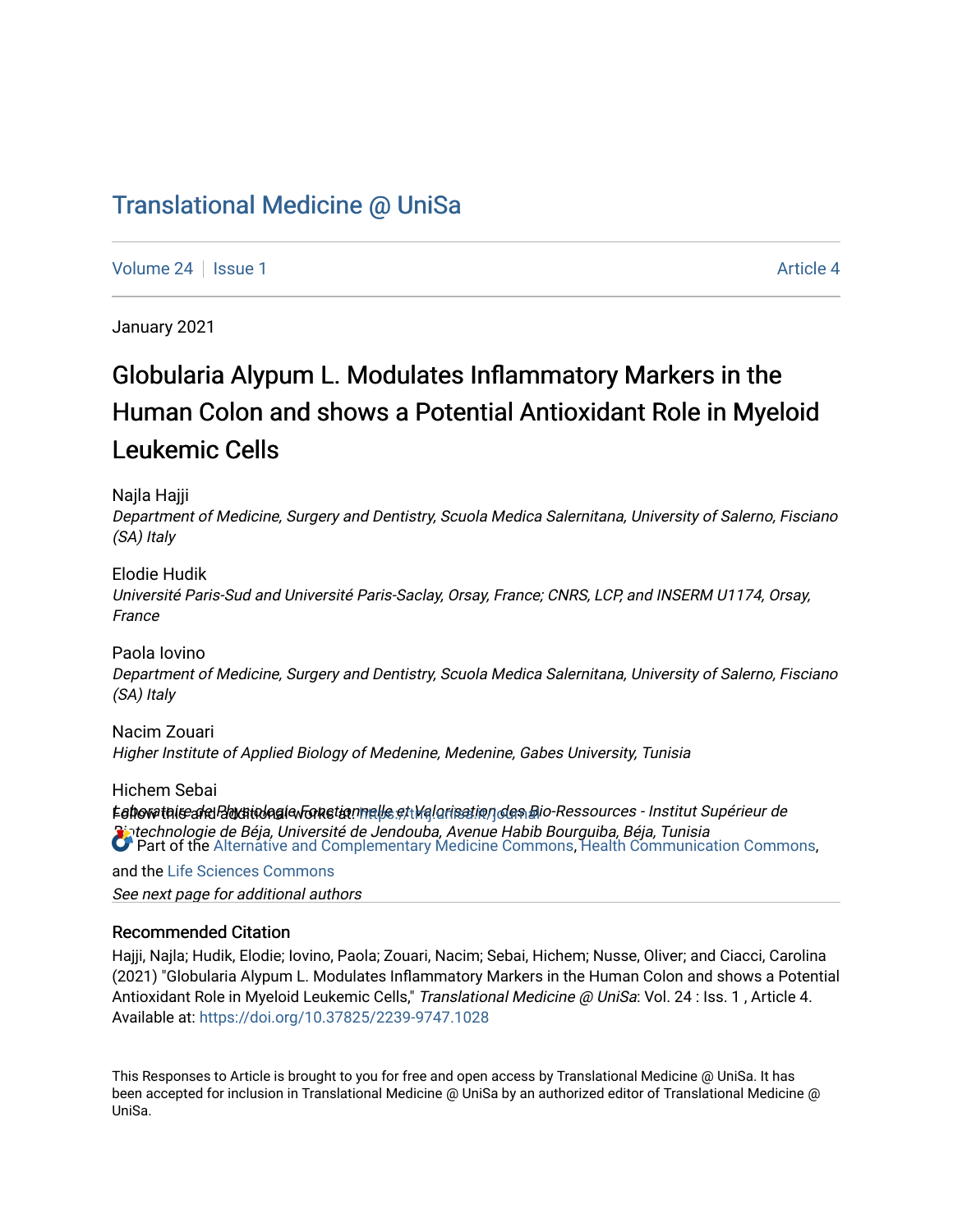# Translational Medicine @ UniSa

Volume 24 | Issue 1 Article 4

January 2021

# Globularia Alypum L. Modulates Inflammatory Markers in the Human Colon and shows a Potential Antioxidant Role in Myeloid Leukemic Cells

Najla Hajji
*Department of Medicine, Surgery and Dentistry, Scuola Medica Salernitana, University of Salerno, Fisciano (SA) Italy*

Elodie Hudik
*Université Paris-Sud and Université Paris-Saclay, Orsay, France; CNRS, LCP, and INSERM U1174, Orsay, France*

Paola Iovino
*Department of Medicine, Surgery and Dentistry, Scuola Medica Salernitana, University of Salerno, Fisciano (SA) Italy*

Nacim Zouari
*Higher Institute of Applied Biology of Medenine, Medenine, Gabes University, Tunisia*

Hichem Sebai
*Laboratoire de Physiologie Fonctionnelle et Valorisation des Bio-Ressources - Institut Supérieur de Biotechnologie de Béja, Université de Jendouba, Avenue Habib Bourguiba, Béja, Tunisia*

*See next page for additional authors*

Follow this and additional works at: https://tmj.unisa.it/journal

Part of the Alternative and Complementary Medicine Commons, Health Communication Commons, and the Life Sciences Commons

## Recommended Citation

Hajji, Najla; Hudik, Elodie; Iovino, Paola; Zouari, Nacim; Sebai, Hichem; Nusse, Oliver; and Ciacci, Carolina (2021) "Globularia Alypum L. Modulates Inflammatory Markers in the Human Colon and shows a Potential Antioxidant Role in Myeloid Leukemic Cells," *Translational Medicine @ UniSa*: Vol. 24 : Iss. 1 , Article 4.
Available at: https://doi.org/10.37825/2239-9747.1028

This Responses to Article is brought to you for free and open access by Translational Medicine @ UniSa. It has been accepted for inclusion in Translational Medicine @ UniSa by an authorized editor of Translational Medicine @ UniSa.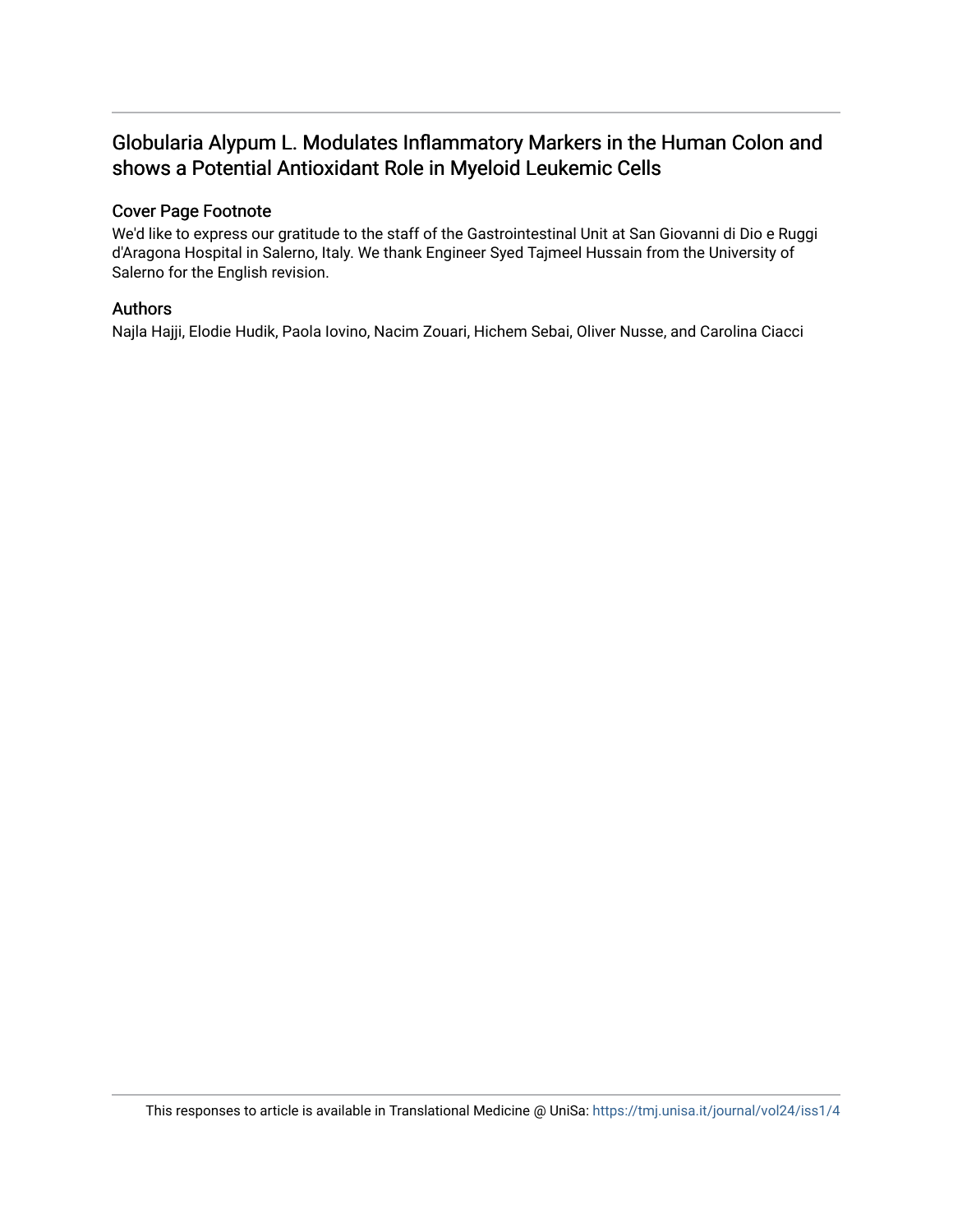# Globularia Alypum L. Modulates Inflammatory Markers in the Human Colon and shows a Potential Antioxidant Role in Myeloid Leukemic Cells

## Cover Page Footnote

We'd like to express our gratitude to the staff of the Gastrointestinal Unit at San Giovanni di Dio e Ruggi d'Aragona Hospital in Salerno, Italy. We thank Engineer Syed Tajmeel Hussain from the University of Salerno for the English revision.

## Authors

Najla Hajji, Elodie Hudik, Paola Iovino, Nacim Zouari, Hichem Sebai, Oliver Nusse, and Carolina Ciacci

This responses to article is available in Translational Medicine @ UniSa: https://tmj.unisa.it/journal/vol24/iss1/4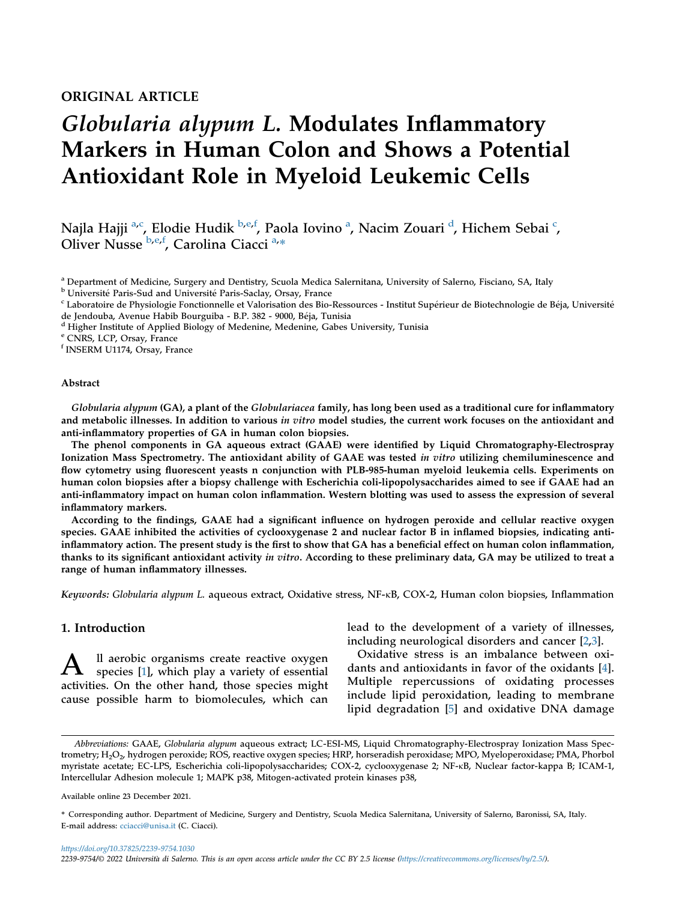ORIGINAL ARTICLE

# *Globularia alypum L.* Modulates Inflammatory Markers in Human Colon and Shows a Potential Antioxidant Role in Myeloid Leukemic Cells

Najla Hajji [a,c], Elodie Hudik [b,e,f], Paola Iovino [a], Nacim Zouari [d], Hichem Sebai [c], Oliver Nusse [b,e,f], Carolina Ciacci [a,*]

[a] Department of Medicine, Surgery and Dentistry, Scuola Medica Salernitana, University of Salerno, Fisciano, SA, Italy

[b] Université Paris-Sud and Université Paris-Saclay, Orsay, France

[c] Laboratoire de Physiologie Fonctionnelle et Valorisation des Bio-Ressources - Institut Supérieur de Biotechnologie de Béja, Université de Jendouba, Avenue Habib Bourguiba - B.P. 382 - 9000, Béja, Tunisia

[d] Higher Institute of Applied Biology of Medenine, Medenine, Gabes University, Tunisia

[e] CNRS, LCP, Orsay, France

[f] INSERM U1174, Orsay, France

## Abstract

***Globularia alypum* (GA), a plant of the *Globulariacea* family, has long been used as a traditional cure for inflammatory and metabolic illnesses. In addition to various *in vitro* model studies, the current work focuses on the antioxidant and anti-inflammatory properties of GA in human colon biopsies.**

**The phenol components in GA aqueous extract (GAAE) were identified by Liquid Chromatography-Electrospray Ionization Mass Spectrometry. The antioxidant ability of GAAE was tested *in vitro* utilizing chemiluminescence and flow cytometry using fluorescent yeasts n conjunction with PLB-985-human myeloid leukemia cells. Experiments on human colon biopsies after a biopsy challenge with Escherichia coli-lipopolysaccharides aimed to see if GAAE had an anti-inflammatory impact on human colon inflammation. Western blotting was used to assess the expression of several inflammatory markers.**

**According to the findings, GAAE had a significant influence on hydrogen peroxide and cellular reactive oxygen species. GAAE inhibited the activities of cyclooxygenase 2 and nuclear factor B in inflamed biopsies, indicating anti-inflammatory action. The present study is the first to show that GA has a beneficial effect on human colon inflammation, thanks to its significant antioxidant activity *in vitro*. According to these preliminary data, GA may be utilized to treat a range of human inflammatory illnesses.**

*Keywords: Globularia alypum L.* aqueous extract, Oxidative stress, NF-κB, COX-2, Human colon biopsies, Inflammation

## 1. Introduction

All aerobic organisms create reactive oxygen species [1], which play a variety of essential activities. On the other hand, those species might cause possible harm to biomolecules, which can lead to the development of a variety of illnesses, including neurological disorders and cancer [2,3].

Oxidative stress is an imbalance between oxidants and antioxidants in favor of the oxidants [4]. Multiple repercussions of oxidating processes include lipid peroxidation, leading to membrane lipid degradation [5] and oxidative DNA damage

*Abbreviations:* GAAE, *Globularia alypum* aqueous extract; LC-ESI-MS, Liquid Chromatography-Electrospray Ionization Mass Spectrometry; $H_2O_2$, hydrogen peroxide; ROS, reactive oxygen species; HRP, horseradish peroxidase; MPO, Myeloperoxidase; PMA, Phorbol myristate acetate; EC-LPS, Escherichia coli-lipopolysaccharides; COX-2, cyclooxygenase 2; NF-κB, Nuclear factor-kappa B; ICAM-1, Intercellular Adhesion molecule 1; MAPK p38, Mitogen-activated protein kinases p38,

Available online 23 December 2021.

\* Corresponding author. Department of Medicine, Surgery and Dentistry, Scuola Medica Salernitana, University of Salerno, Baronissi, SA, Italy. E-mail address: cciacci@unisa.it (C. Ciacci).

https://doi.org/10.37825/2239-9754.1030

2239-9754/© 2022 Università di Salerno. This is an open access article under the CC BY 2.5 license (https://creativecommons.org/licenses/by/2.5/).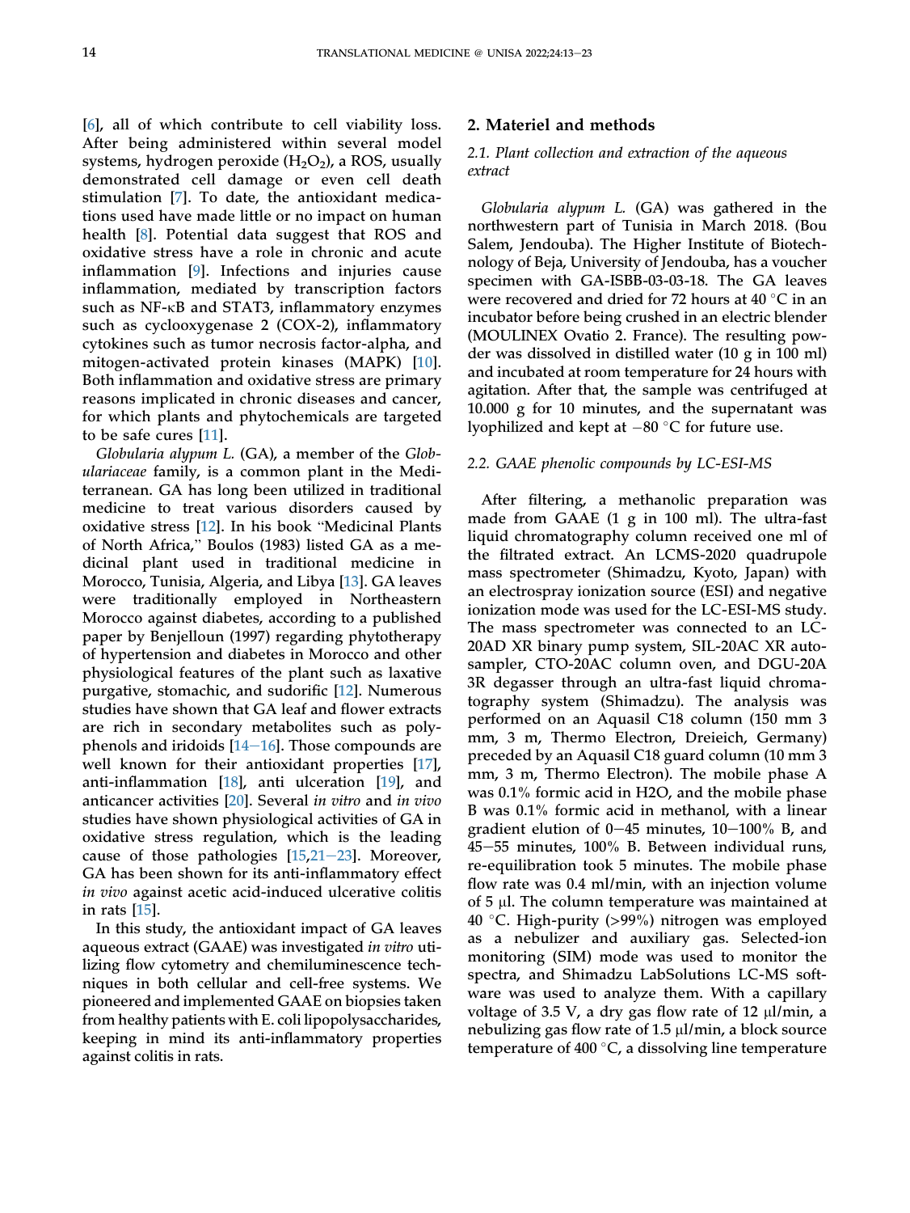[6], all of which contribute to cell viability loss. After being administered within several model systems, hydrogen peroxide ($H_2O_2$), a ROS, usually demonstrated cell damage or even cell death stimulation [7]. To date, the antioxidant medications used have made little or no impact on human health [8]. Potential data suggest that ROS and oxidative stress have a role in chronic and acute inflammation [9]. Infections and injuries cause inflammation, mediated by transcription factors such as NF-κB and STAT3, inflammatory enzymes such as cyclooxygenase 2 (COX-2), inflammatory cytokines such as tumor necrosis factor-alpha, and mitogen-activated protein kinases (MAPK) [10]. Both inflammation and oxidative stress are primary reasons implicated in chronic diseases and cancer, for which plants and phytochemicals are targeted to be safe cures [11].

*Globularia alypum L.* (GA), a member of the *Globulariaceae* family, is a common plant in the Mediterranean. GA has long been utilized in traditional medicine to treat various disorders caused by oxidative stress [12]. In his book "Medicinal Plants of North Africa," Boulos (1983) listed GA as a medicinal plant used in traditional medicine in Morocco, Tunisia, Algeria, and Libya [13]. GA leaves were traditionally employed in Northeastern Morocco against diabetes, according to a published paper by Benjelloun (1997) regarding phytotherapy of hypertension and diabetes in Morocco and other physiological features of the plant such as laxative purgative, stomachic, and sudorific [12]. Numerous studies have shown that GA leaf and flower extracts are rich in secondary metabolites such as polyphenols and iridoids [14–16]. Those compounds are well known for their antioxidant properties [17], anti-inflammation [18], anti ulceration [19], and anticancer activities [20]. Several *in vitro* and *in vivo* studies have shown physiological activities of GA in oxidative stress regulation, which is the leading cause of those pathologies [15,21–23]. Moreover, GA has been shown for its anti-inflammatory effect *in vivo* against acetic acid-induced ulcerative colitis in rats [15].

In this study, the antioxidant impact of GA leaves aqueous extract (GAAE) was investigated *in vitro* utilizing flow cytometry and chemiluminescence techniques in both cellular and cell-free systems. We pioneered and implemented GAAE on biopsies taken from healthy patients with E. coli lipopolysaccharides, keeping in mind its anti-inflammatory properties against colitis in rats.

## 2. Materiel and methods

### 2.1. Plant collection and extraction of the aqueous extract

*Globularia alypum L.* (GA) was gathered in the northwestern part of Tunisia in March 2018. (Bou Salem, Jendouba). The Higher Institute of Biotechnology of Beja, University of Jendouba, has a voucher specimen with GA-ISBB-03-03-18. The GA leaves were recovered and dried for 72 hours at 40 °C in an incubator before being crushed in an electric blender (MOULINEX Ovatio 2. France). The resulting powder was dissolved in distilled water (10 g in 100 ml) and incubated at room temperature for 24 hours with agitation. After that, the sample was centrifuged at 10.000 g for 10 minutes, and the supernatant was lyophilized and kept at −80 °C for future use.

### 2.2. GAAE phenolic compounds by LC-ESI-MS

After filtering, a methanolic preparation was made from GAAE (1 g in 100 ml). The ultra-fast liquid chromatography column received one ml of the filtrated extract. An LCMS-2020 quadrupole mass spectrometer (Shimadzu, Kyoto, Japan) with an electrospray ionization source (ESI) and negative ionization mode was used for the LC-ESI-MS study. The mass spectrometer was connected to an LC-20AD XR binary pump system, SIL-20AC XR autosampler, CTO-20AC column oven, and DGU-20A 3R degasser through an ultra-fast liquid chromatography system (Shimadzu). The analysis was performed on an Aquasil C18 column (150 mm 3 mm, 3 m, Thermo Electron, Dreieich, Germany) preceded by an Aquasil C18 guard column (10 mm 3 mm, 3 m, Thermo Electron). The mobile phase A was 0.1% formic acid in H2O, and the mobile phase B was 0.1% formic acid in methanol, with a linear gradient elution of 0−45 minutes, 10−100% B, and 45−55 minutes, 100% B. Between individual runs, re-equilibration took 5 minutes. The mobile phase flow rate was 0.4 ml/min, with an injection volume of 5 μl. The column temperature was maintained at 40 °C. High-purity (>99%) nitrogen was employed as a nebulizer and auxiliary gas. Selected-ion monitoring (SIM) mode was used to monitor the spectra, and Shimadzu LabSolutions LC-MS software was used to analyze them. With a capillary voltage of 3.5 V, a dry gas flow rate of 12 μl/min, a nebulizing gas flow rate of 1.5 μl/min, a block source temperature of 400 °C, a dissolving line temperature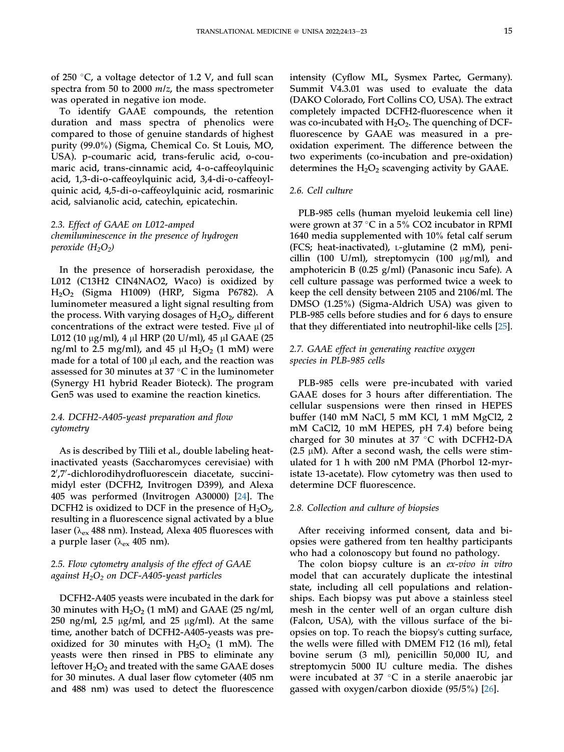of 250 °C, a voltage detector of 1.2 V, and full scan spectra from 50 to 2000 *m*/*z*, the mass spectrometer was operated in negative ion mode.

To identify GAAE compounds, the retention duration and mass spectra of phenolics were compared to those of genuine standards of highest purity (99.0%) (Sigma, Chemical Co. St Louis, MO, USA). p-coumaric acid, trans-ferulic acid, o-coumaric acid, trans-cinnamic acid, 4-o-caffeoylquinic acid, 1,3-di-o-caffeoylquinic acid, 3,4-di-o-caffeoylquinic acid, 4,5-di-o-caffeoylquinic acid, rosmarinic acid, salvianolic acid, catechin, epicatechin.

### 2.3. Effect of GAAE on L012-amped chemiluminescence in the presence of hydrogen peroxide ($H_2O_2$)

In the presence of horseradish peroxidase, the L012 (C13H2 ClN4NAO2, Waco) is oxidized by $H_2O_2$ (Sigma H1009) (HRP, Sigma P6782). A luminometer measured a light signal resulting from the process. With varying dosages of $H_2O_2$, different concentrations of the extract were tested. Five μl of L012 (10 μg/ml), 4 μl HRP (20 U/ml), 45 μl GAAE (25 ng/ml to 2.5 mg/ml), and 45 μl $H_2O_2$ (1 mM) were made for a total of 100 μl each, and the reaction was assessed for 30 minutes at 37 °C in the luminometer (Synergy H1 hybrid Reader Bioteck). The program Gen5 was used to examine the reaction kinetics.

### 2.4. DCFH2-A405-yeast preparation and flow cytometry

As is described by Tlili et al., double labeling heat-inactivated yeasts (Saccharomyces cerevisiae) with 2′,7′-dichlorodihydrofluorescein diacetate, succinimidyl ester (DCFH2, Invitrogen D399), and Alexa 405 was performed (Invitrogen A30000) [24]. The DCFH2 is oxidized to DCF in the presence of $H_2O_2$, resulting in a fluorescence signal activated by a blue laser ($\lambda_{ex}$ 488 nm). Instead, Alexa 405 fluoresces with a purple laser ($\lambda_{ex}$ 405 nm).

### 2.5. Flow cytometry analysis of the effect of GAAE against $H_2O_2$ on DCF-A405-yeast particles

DCFH2-A405 yeasts were incubated in the dark for 30 minutes with $H_2O_2$ (1 mM) and GAAE (25 ng/ml, 250 ng/ml, 2.5 μg/ml, and 25 μg/ml). At the same time, another batch of DCFH2-A405-yeasts was pre-oxidized for 30 minutes with $H_2O_2$ (1 mM). The yeasts were then rinsed in PBS to eliminate any leftover $H_2O_2$ and treated with the same GAAE doses for 30 minutes. A dual laser flow cytometer (405 nm and 488 nm) was used to detect the fluorescence intensity (Cyflow ML, Sysmex Partec, Germany). Summit V4.3.01 was used to evaluate the data (DAKO Colorado, Fort Collins CO, USA). The extract completely impacted DCFH2-fluorescence when it was co-incubated with $H_2O_2$. The quenching of DCF-fluorescence by GAAE was measured in a pre-oxidation experiment. The difference between the two experiments (co-incubation and pre-oxidation) determines the $H_2O_2$ scavenging activity by GAAE.

### 2.6. Cell culture

PLB-985 cells (human myeloid leukemia cell line) were grown at 37 °C in a 5% CO2 incubator in RPMI 1640 media supplemented with 10% fetal calf serum (FCS; heat-inactivated), L-glutamine (2 mM), penicillin (100 U/ml), streptomycin (100 μg/ml), and amphotericin B (0.25 g/ml) (Panasonic incu Safe). A cell culture passage was performed twice a week to keep the cell density between 2105 and 2106/ml. The DMSO (1.25%) (Sigma-Aldrich USA) was given to PLB-985 cells before studies and for 6 days to ensure that they differentiated into neutrophil-like cells [25].

### 2.7. GAAE effect in generating reactive oxygen species in PLB-985 cells

PLB-985 cells were pre-incubated with varied GAAE doses for 3 hours after differentiation. The cellular suspensions were then rinsed in HEPES buffer (140 mM NaCl, 5 mM KCl, 1 mM MgCl2, 2 mM CaCl2, 10 mM HEPES, pH 7.4) before being charged for 30 minutes at 37 °C with DCFH2-DA (2.5 μM). After a second wash, the cells were stimulated for 1 h with 200 nM PMA (Phorbol 12-myristate 13-acetate). Flow cytometry was then used to determine DCF fluorescence.

### 2.8. Collection and culture of biopsies

After receiving informed consent, data and biopsies were gathered from ten healthy participants who had a colonoscopy but found no pathology.

The colon biopsy culture is an *ex-vivo in vitro* model that can accurately duplicate the intestinal state, including all cell populations and relationships. Each biopsy was put above a stainless steel mesh in the center well of an organ culture dish (Falcon, USA), with the villous surface of the biopsies on top. To reach the biopsy's cutting surface, the wells were filled with DMEM F12 (16 ml), fetal bovine serum (3 ml), penicillin 50,000 IU, and streptomycin 5000 IU culture media. The dishes were incubated at 37 °C in a sterile anaerobic jar gassed with oxygen/carbon dioxide (95/5%) [26].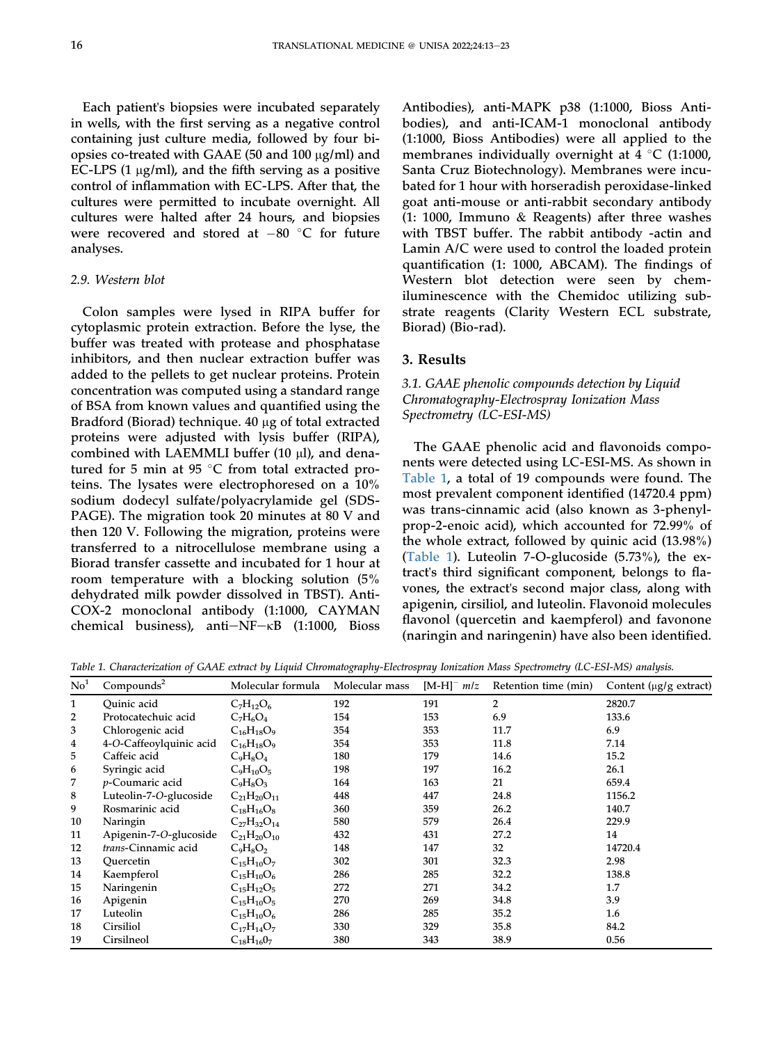Each patient's biopsies were incubated separately in wells, with the first serving as a negative control containing just culture media, followed by four biopsies co-treated with GAAE (50 and 100 μg/ml) and EC-LPS (1 μg/ml), and the fifth serving as a positive control of inflammation with EC-LPS. After that, the cultures were permitted to incubate overnight. All cultures were halted after 24 hours, and biopsies were recovered and stored at −80 °C for future analyses.

### 2.9. Western blot

Colon samples were lysed in RIPA buffer for cytoplasmic protein extraction. Before the lyse, the buffer was treated with protease and phosphatase inhibitors, and then nuclear extraction buffer was added to the pellets to get nuclear proteins. Protein concentration was computed using a standard range of BSA from known values and quantified using the Bradford (Biorad) technique. 40 μg of total extracted proteins were adjusted with lysis buffer (RIPA), combined with LAEMMLI buffer (10 μl), and denatured for 5 min at 95 °C from total extracted proteins. The lysates were electrophoresed on a 10% sodium dodecyl sulfate/polyacrylamide gel (SDS-PAGE). The migration took 20 minutes at 80 V and then 120 V. Following the migration, proteins were transferred to a nitrocellulose membrane using a Biorad transfer cassette and incubated for 1 hour at room temperature with a blocking solution (5% dehydrated milk powder dissolved in TBST). Anti-COX-2 monoclonal antibody (1:1000, CAYMAN chemical business), anti−NF−κB (1:1000, Bioss Antibodies), anti-MAPK p38 (1:1000, Bioss Antibodies), and anti-ICAM-1 monoclonal antibody (1:1000, Bioss Antibodies) were all applied to the membranes individually overnight at 4 °C (1:1000, Santa Cruz Biotechnology). Membranes were incubated for 1 hour with horseradish peroxidase-linked goat anti-mouse or anti-rabbit secondary antibody (1: 1000, Immuno & Reagents) after three washes with TBST buffer. The rabbit antibody -actin and Lamin A/C were used to control the loaded protein quantification (1: 1000, ABCAM). The findings of Western blot detection were seen by chemiluminescence with the Chemidoc utilizing substrate reagents (Clarity Western ECL substrate, Biorad) (Bio-rad).

## 3. Results

### 3.1. GAAE phenolic compounds detection by Liquid Chromatography-Electrospray Ionization Mass Spectrometry (LC-ESI-MS)

The GAAE phenolic acid and flavonoids components were detected using LC-ESI-MS. As shown in Table 1, a total of 19 compounds were found. The most prevalent component identified (14720.4 ppm) was trans-cinnamic acid (also known as 3-phenylprop-2-enoic acid), which accounted for 72.99% of the whole extract, followed by quinic acid (13.98%) (Table 1). Luteolin 7-O-glucoside (5.73%), the extract's third significant component, belongs to flavones, the extract's second major class, along with apigenin, cirsiliol, and luteolin. Flavonoid molecules flavonol (quercetin and kaempferol) and favonone (naringin and naringenin) have also been identified.

*Table 1. Characterization of GAAE extract by Liquid Chromatography-Electrospray Ionization Mass Spectrometry (LC-ESI-MS) analysis.*

| No[1] | Compounds[2] | Molecular formula | Molecular mass | $[M-H]^-$ $m/z$ | Retention time (min) | Content (μg/g extract) |
|---|---|---|---|---|---|---|
| 1 | Quinic acid | $C_7H_{12}O_6$ | 192 | 191 | 2 | 2820.7 |
| 2 | Protocatechuic acid | $C_7H_6O_4$ | 154 | 153 | 6.9 | 133.6 |
| 3 | Chlorogenic acid | $C_{16}H_{18}O_9$ | 354 | 353 | 11.7 | 6.9 |
| 4 | 4-*O*-Caffeoylquinic acid | $C_{16}H_{18}O_9$ | 354 | 353 | 11.8 | 7.14 |
| 5 | Caffeic acid | $C_9H_8O_4$ | 180 | 179 | 14.6 | 15.2 |
| 6 | Syringic acid | $C_9H_{10}O_5$ | 198 | 197 | 16.2 | 26.1 |
| 7 | *p*-Coumaric acid | $C_9H_8O_3$ | 164 | 163 | 21 | 659.4 |
| 8 | Luteolin-7-*O*-glucoside | $C_{21}H_{20}O_{11}$ | 448 | 447 | 24.8 | 1156.2 |
| 9 | Rosmarinic acid | $C_{18}H_{16}O_8$ | 360 | 359 | 26.2 | 140.7 |
| 10 | Naringin | $C_{27}H_{32}O_{14}$ | 580 | 579 | 26.4 | 229.9 |
| 11 | Apigenin-7-*O*-glucoside | $C_{21}H_{20}O_{10}$ | 432 | 431 | 27.2 | 14 |
| 12 | *trans*-Cinnamic acid | $C_9H_8O_2$ | 148 | 147 | 32 | 14720.4 |
| 13 | Quercetin | $C_{15}H_{10}O_7$ | 302 | 301 | 32.3 | 2.98 |
| 14 | Kaempferol | $C_{15}H_{10}O_6$ | 286 | 285 | 32.2 | 138.8 |
| 15 | Naringenin | $C_{15}H_{12}O_5$ | 272 | 271 | 34.2 | 1.7 |
| 16 | Apigenin | $C_{15}H_{10}O_5$ | 270 | 269 | 34.8 | 3.9 |
| 17 | Luteolin | $C_{15}H_{10}O_6$ | 286 | 285 | 35.2 | 1.6 |
| 18 | Cirsiliol | $C_{17}H_{14}O_7$ | 330 | 329 | 35.8 | 84.2 |
| 19 | Cirsilneol | $C_{18}H_{16}0_7$ | 380 | 343 | 38.9 | 0.56 |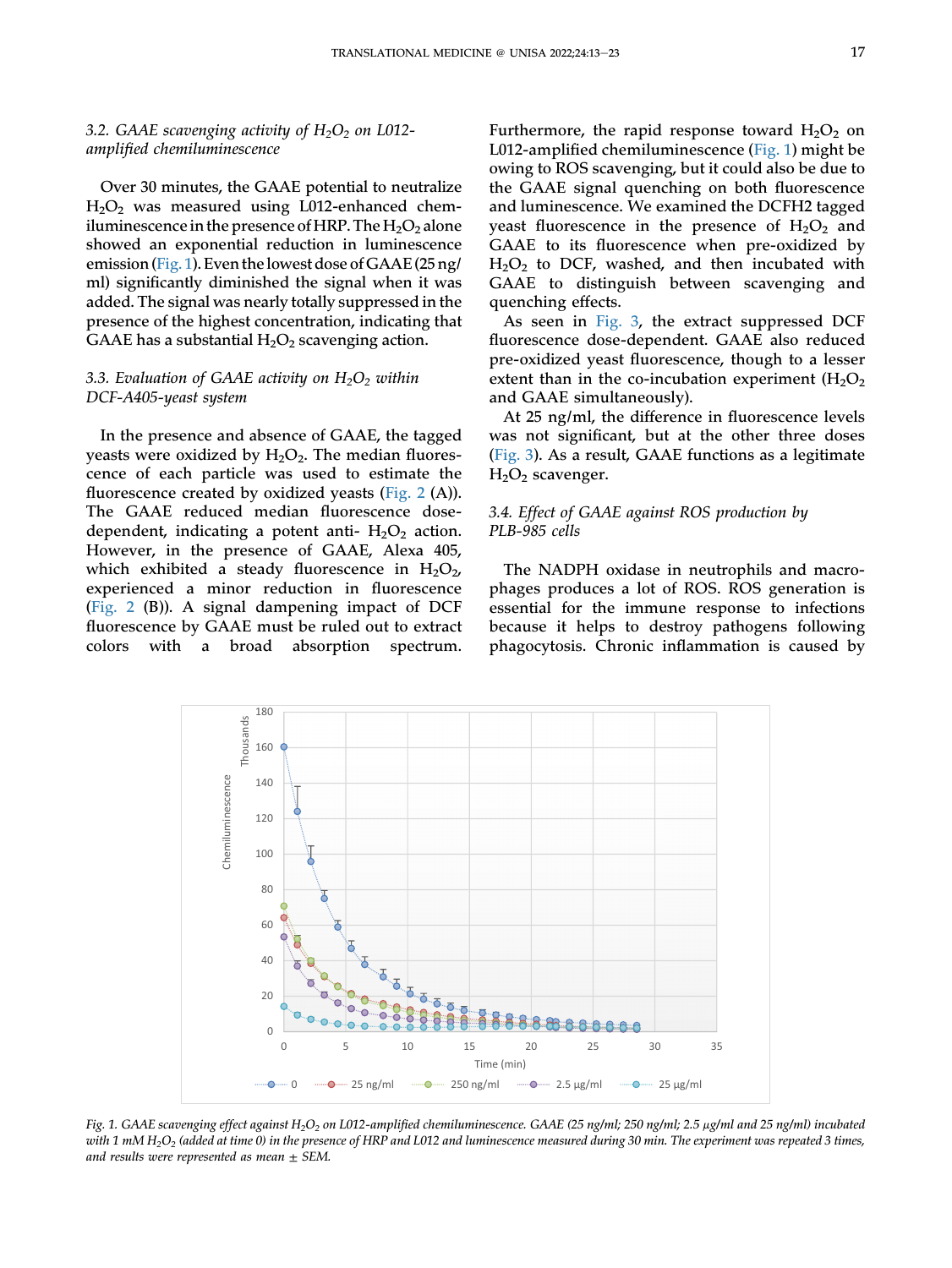### 3.2. GAAE scavenging activity of $H_2O_2$ on L012-amplified chemiluminescence

Over 30 minutes, the GAAE potential to neutralize $H_2O_2$ was measured using L012-enhanced chemiluminescence in the presence of HRP. The $H_2O_2$ alone showed an exponential reduction in luminescence emission (Fig. 1). Even the lowest dose of GAAE (25 ng/ml) significantly diminished the signal when it was added. The signal was nearly totally suppressed in the presence of the highest concentration, indicating that GAAE has a substantial $H_2O_2$ scavenging action.

### 3.3. Evaluation of GAAE activity on $H_2O_2$ within DCF-A405-yeast system

In the presence and absence of GAAE, the tagged yeasts were oxidized by $H_2O_2$. The median fluorescence of each particle was used to estimate the fluorescence created by oxidized yeasts (Fig. 2 (A)). The GAAE reduced median fluorescence dose-dependent, indicating a potent anti- $H_2O_2$ action. However, in the presence of GAAE, Alexa 405, which exhibited a steady fluorescence in $H_2O_2$, experienced a minor reduction in fluorescence (Fig. 2 (B)). A signal dampening impact of DCF fluorescence by GAAE must be ruled out to extract colors with a broad absorption spectrum. Furthermore, the rapid response toward $H_2O_2$ on L012-amplified chemiluminescence (Fig. 1) might be owing to ROS scavenging, but it could also be due to the GAAE signal quenching on both fluorescence and luminescence. We examined the DCFH2 tagged yeast fluorescence in the presence of $H_2O_2$ and GAAE to its fluorescence when pre-oxizided by $H_2O_2$ to DCF, washed, and then incubated with GAAE to distinguish between scavenging and quenching effects.

As seen in Fig. 3, the extract suppressed DCF fluorescence dose-dependent. GAAE also reduced pre-oxidized yeast fluorescence, though to a lesser extent than in the co-incubation experiment ($H_2O_2$ and GAAE simultaneously).

At 25 ng/ml, the difference in fluorescence levels was not significant, but at the other three doses (Fig. 3). As a result, GAAE functions as a legitimate $H_2O_2$ scavenger.

### 3.4. Effect of GAAE against ROS production by PLB-985 cells

The NADPH oxidase in neutrophils and macrophages produces a lot of ROS. ROS generation is essential for the immune response to infections because it helps to destroy pathogens following phagocytosis. Chronic inflammation is caused by

Fig. 1. GAAE scavenging effect against $H_2O_2$ on L012-amplified chemiluminescence. GAAE (25 ng/ml; 250 ng/ml; 2.5 μg/ml and 25 ng/ml) incubated with 1 mM $H_2O_2$ (added at time 0) in the presence of HRP and L012 and luminescence measured during 30 min. The experiment was repeated 3 times, and results were represented as mean ± SEM.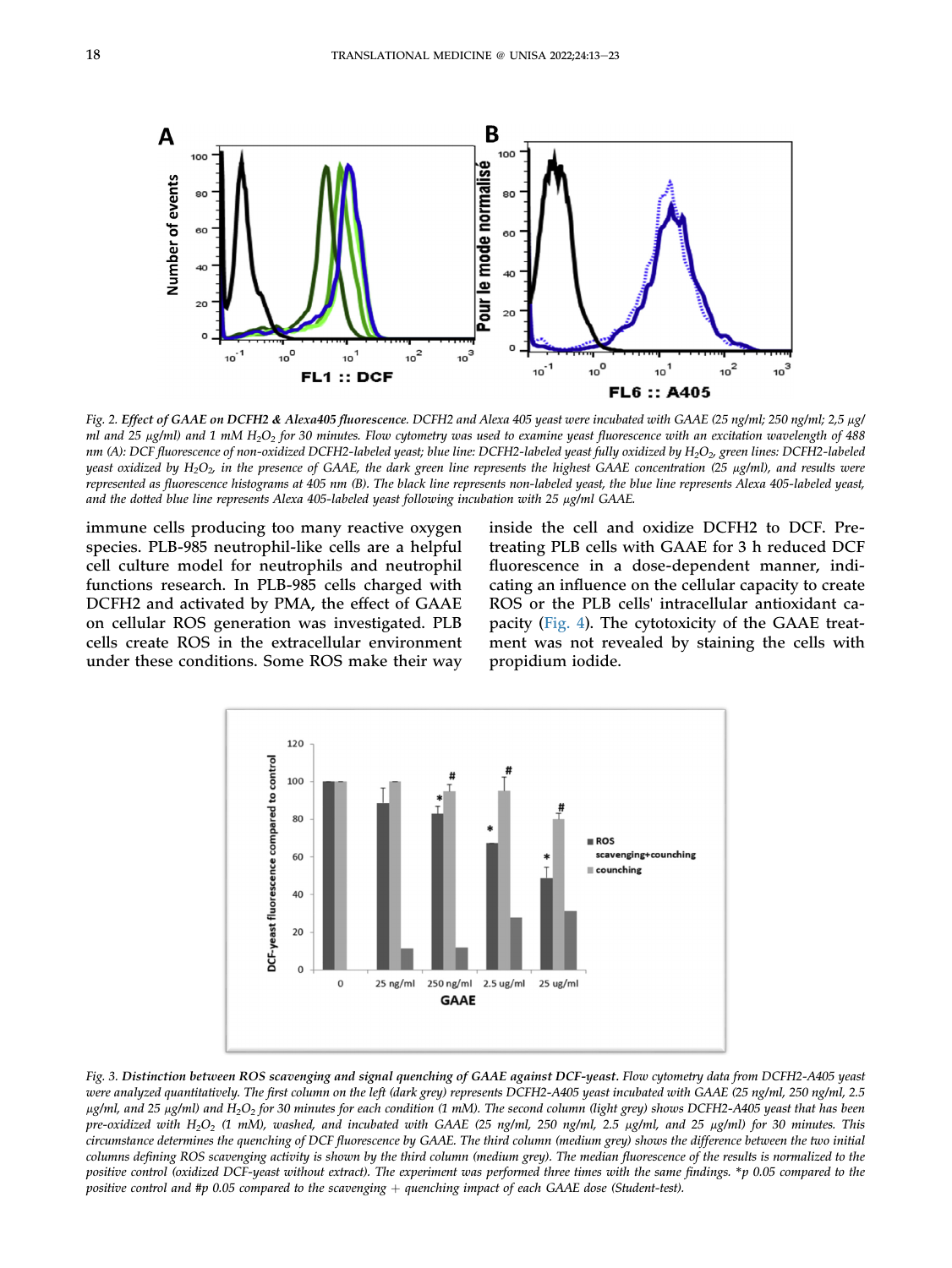Fig. 2. ***Effect of GAAE on DCFH2 & Alexa405 fluorescence.*** *DCFH2 and Alexa 405 yeast were incubated with GAAE (25 ng/ml; 250 ng/ml; 2,5 μg/ml and 25 μg/ml) and 1 mM $H_2O_2$ for 30 minutes. Flow cytometry was used to examine yeast fluorescence with an excitation wavelength of 488 nm (A): DCF fluorescence of non-oxidized DCFH2-labeled yeast; blue line: DCFH2-labeled yeast fully oxidized by $H_2O_2$, green lines: DCFH2-labeled yeast oxidized by $H_2O_2$, in the presence of GAAE, the dark green line represents the highest GAAE concentration (25 μg/ml), and results were represented as fluorescence histograms at 405 nm (B). The black line represents non-labeled yeast, the blue line represents Alexa 405-labeled yeast, and the dotted blue line represents Alexa 405-labeled yeast following incubation with 25 μg/ml GAAE.*

immune cells producing too many reactive oxygen species. PLB-985 neutrophil-like cells are a helpful cell culture model for neutrophils and neutrophil functions research. In PLB-985 cells charged with DCFH2 and activated by PMA, the effect of GAAE on cellular ROS generation was investigated. PLB cells create ROS in the extracellular environment under these conditions. Some ROS make their way inside the cell and oxidize DCFH2 to DCF. Pretreating PLB cells with GAAE for 3 h reduced DCF fluorescence in a dose-dependent manner, indicating an influence on the cellular capacity to create ROS or the PLB cells' intracellular antioxidant capacity (Fig. 4). The cytotoxicity of the GAAE treatment was not revealed by staining the cells with propidium iodide.

Fig. 3. ***Distinction between ROS scavenging and signal quenching of GAAE against DCF-yeast.*** *Flow cytometry data from DCFH2-A405 yeast were analyzed quantitatively. The first column on the left (dark grey) represents DCFH2-A405 yeast incubated with GAAE (25 ng/ml, 250 ng/ml, 2.5 μg/ml, and 25 μg/ml) and $H_2O_2$ for 30 minutes for each condition (1 mM). The second column (light grey) shows DCFH2-A405 yeast that has been pre-oxidized with $H_2O_2$ (1 mM), washed, and incubated with GAAE (25 ng/ml, 250 ng/ml, 2.5 μg/ml, and 25 μg/ml) for 30 minutes. This circumstance determines the quenching of DCF fluorescence by GAAE. The third column (medium grey) shows the difference between the two initial columns defining ROS scavenging activity is shown by the third column (medium grey). The median fluorescence of the results is normalized to the positive control (oxidized DCF-yeast without extract). The experiment was performed three times with the same findings. *p 0.05 compared to the positive control and #p 0.05 compared to the scavenging + quenching impact of each GAAE dose (Student-test).*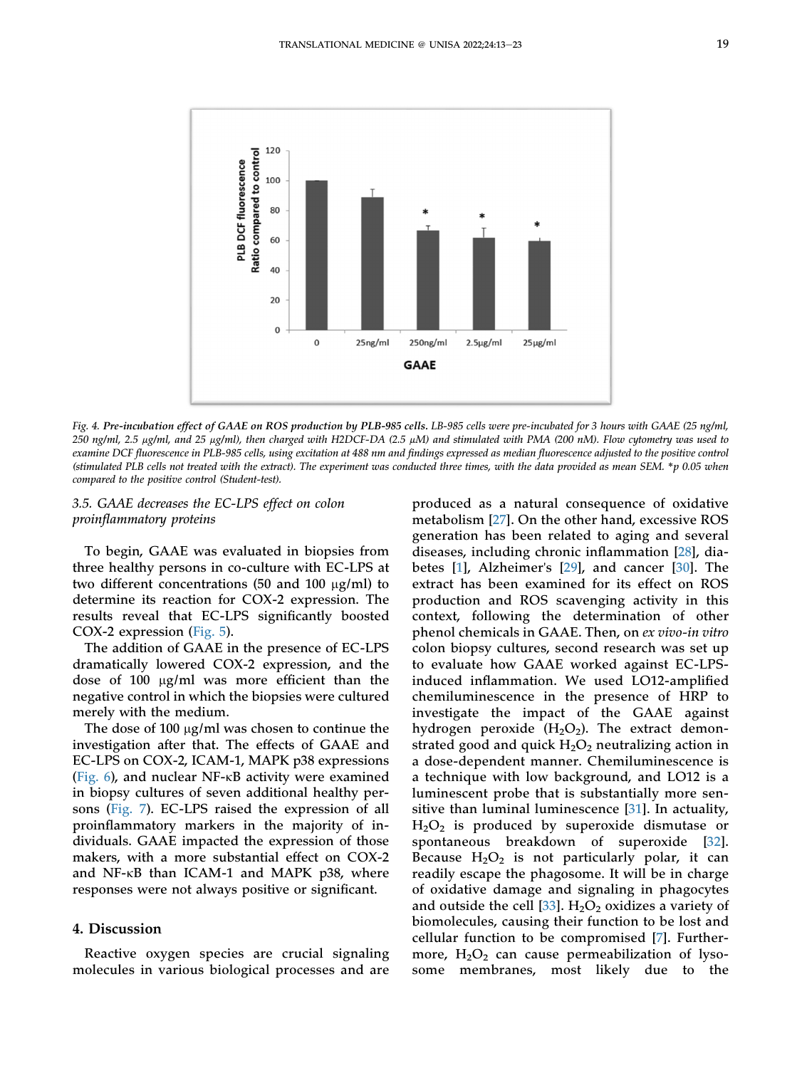*Fig. 4.* ***Pre-incubation effect of GAAE on ROS production by PLB-985 cells.*** *LB-985 cells were pre-incubated for 3 hours with GAAE (25 ng/ml, 250 ng/ml, 2.5 μg/ml, and 25 μg/ml), then charged with H2DCF-DA (2.5 μM) and stimulated with PMA (200 nM). Flow cytometry was used to examine DCF fluorescence in PLB-985 cells, using excitation at 488 nm and findings expressed as median fluorescence adjusted to the positive control (stimulated PLB cells not treated with the extract). The experiment was conducted three times, with the data provided as mean SEM. *p 0.05 when compared to the positive control (Student-test).*

### *3.5. GAAE decreases the EC-LPS effect on colon proinflammatory proteins*

To begin, GAAE was evaluated in biopsies from three healthy persons in co-culture with EC-LPS at two different concentrations (50 and 100 μg/ml) to determine its reaction for COX-2 expression. The results reveal that EC-LPS significantly boosted COX-2 expression (Fig. 5).

The addition of GAAE in the presence of EC-LPS dramatically lowered COX-2 expression, and the dose of 100 μg/ml was more efficient than the negative control in which the biopsies were cultured merely with the medium.

The dose of 100 μg/ml was chosen to continue the investigation after that. The effects of GAAE and EC-LPS on COX-2, ICAM-1, MAPK p38 expressions (Fig. 6), and nuclear NF-κB activity were examined in biopsy cultures of seven additional healthy persons (Fig. 7). EC-LPS raised the expression of all proinflammatory markers in the majority of individuals. GAAE impacted the expression of those makers, with a more substantial effect on COX-2 and NF-κB than ICAM-1 and MAPK p38, where responses were not always positive or significant.

## 4. Discussion

Reactive oxygen species are crucial signaling molecules in various biological processes and are produced as a natural consequence of oxidative metabolism [27]. On the other hand, excessive ROS generation has been related to aging and several diseases, including chronic inflammation [28], diabetes [1], Alzheimer's [29], and cancer [30]. The extract has been examined for its effect on ROS production and ROS scavenging activity in this context, following the determination of other phenol chemicals in GAAE. Then, on *ex vivo-in vitro* colon biopsy cultures, second research was set up to evaluate how GAAE worked against EC-LPS-induced inflammation. We used LO12-amplified chemiluminescence in the presence of HRP to investigate the impact of the GAAE against hydrogen peroxide ($H_2O_2$). The extract demonstrated good and quick $H_2O_2$ neutralizing action in a dose-dependent manner. Chemiluminescence is a technique with low background, and LO12 is a luminescent probe that is substantially more sensitive than luminal luminescence [31]. In actuality, $H_2O_2$ is produced by superoxide dismutase or spontaneous breakdown of superoxide [32]. Because $H_2O_2$ is not particularly polar, it can readily escape the phagosome. It will be in charge of oxidative damage and signaling in phagocytes and outside the cell [33]. $H_2O_2$ oxidizes a variety of biomolecules, causing their function to be lost and cellular function to be compromised [7]. Furthermore, $H_2O_2$ can cause permeabilization of lysosome membranes, most likely due to the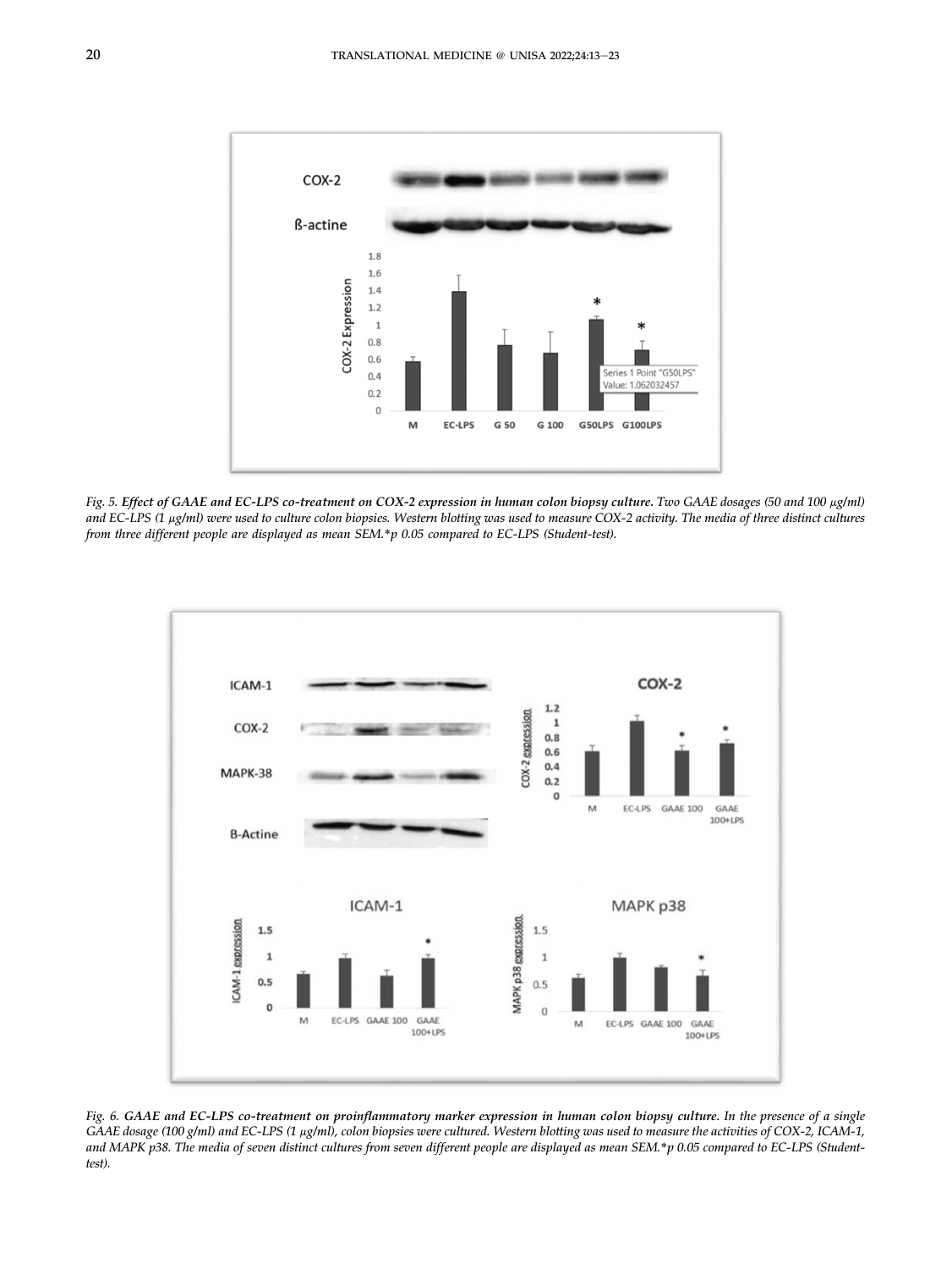*Fig. 5.* ***Effect of GAAE and EC-LPS co-treatment on COX-2 expression in human colon biopsy culture.*** *Two GAAE dosages (50 and 100 μg/ml) and EC-LPS (1 μg/ml) were used to culture colon biopsies. Western blotting was used to measure COX-2 activity. The media of three distinct cultures from three different people are displayed as mean SEM.*p 0.05 compared to EC-LPS (Student-test).*

*Fig. 6.* ***GAAE and EC-LPS co-treatment on proinflammatory marker expression in human colon biopsy culture.*** *In the presence of a single GAAE dosage (100 g/ml) and EC-LPS (1 μg/ml), colon biopsies were cultured. Western blotting was used to measure the activities of COX-2, ICAM-1, and MAPK p38. The media of seven distinct cultures from seven different people are displayed as mean SEM.*p 0.05 compared to EC-LPS (Student-test).*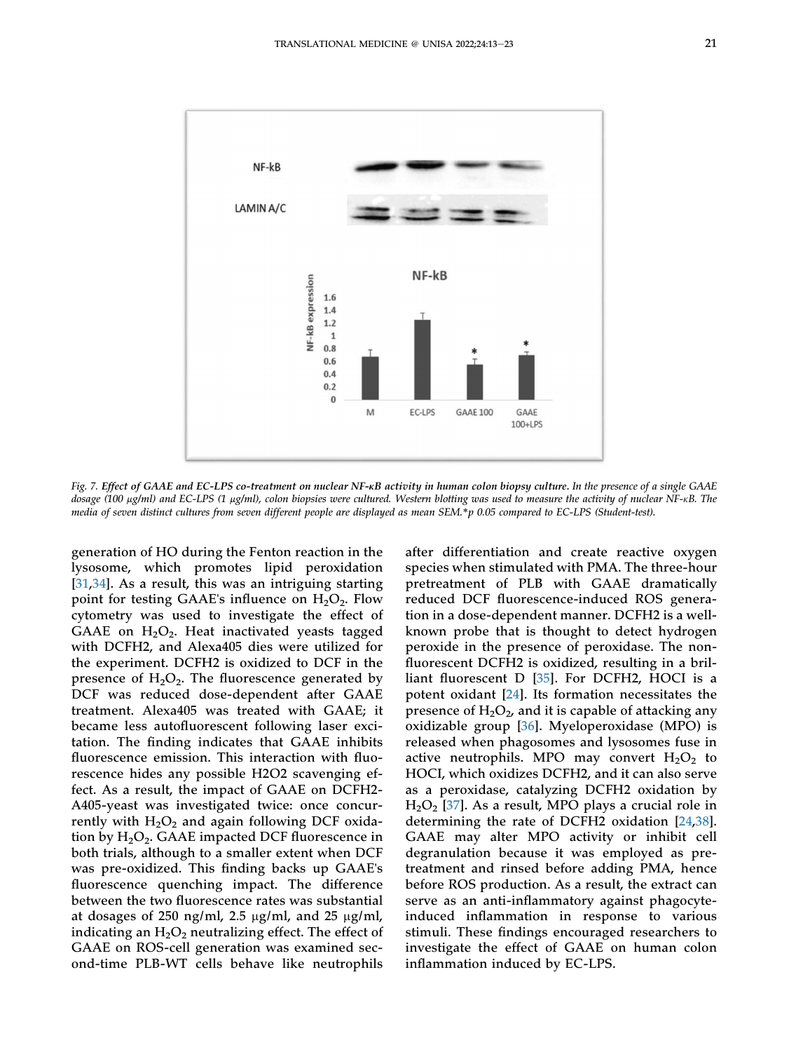*Fig. 7. **Effect of GAAE and EC-LPS co-treatment on nuclear NF-κB activity in human colon biopsy culture.** In the presence of a single GAAE dosage (100 μg/ml) and EC-LPS (1 μg/ml), colon biopsies were cultured. Western blotting was used to measure the activity of nuclear NF-κB. The media of seven distinct cultures from seven different people are displayed as mean SEM.*p 0.05 compared to EC-LPS (Student-test).*

generation of HO during the Fenton reaction in the lysosome, which promotes lipid peroxidation [31,34]. As a result, this was an intriguing starting point for testing GAAE's influence on $H_2O_2$. Flow cytometry was used to investigate the effect of GAAE on $H_2O_2$. Heat inactivated yeasts tagged with DCFH2, and Alexa405 dies were utilized for the experiment. DCFH2 is oxidized to DCF in the presence of $H_2O_2$. The fluorescence generated by DCF was reduced dose-dependent after GAAE treatment. Alexa405 was treated with GAAE; it became less autofluorescent following laser excitation. The finding indicates that GAAE inhibits fluorescence emission. This interaction with fluorescence hides any possible H2O2 scavenging effect. As a result, the impact of GAAE on DCFH2-A405-yeast was investigated twice: once concurrently with $H_2O_2$ and again following DCF oxidation by $H_2O_2$. GAAE impacted DCF fluorescence in both trials, although to a smaller extent when DCF was pre-oxidized. This finding backs up GAAE's fluorescence quenching impact. The difference between the two fluorescence rates was substantial at dosages of 250 ng/ml, 2.5 μg/ml, and 25 μg/ml, indicating an $H_2O_2$ neutralizing effect. The effect of GAAE on ROS-cell generation was examined second-time PLB-WT cells behave like neutrophils after differentiation and create reactive oxygen species when stimulated with PMA. The three-hour pretreatment of PLB with GAAE dramatically reduced DCF fluorescence-induced ROS generation in a dose-dependent manner. DCFH2 is a well-known probe that is thought to detect hydrogen peroxide in the presence of peroxidase. The non-fluorescent DCFH2 is oxidized, resulting in a brilliant fluorescent D [35]. For DCFH2, HOCI is a potent oxidant [24]. Its formation necessitates the presence of $H_2O_2$, and it is capable of attacking any oxidizable group [36]. Myeloperoxidase (MPO) is released when phagosomes and lysosomes fuse in active neutrophils. MPO may convert $H_2O_2$ to HOCI, which oxidizes DCFH2, and it can also serve as a peroxidase, catalyzing DCFH2 oxidation by $H_2O_2$ [37]. As a result, MPO plays a crucial role in determining the rate of DCFH2 oxidation [24,38]. GAAE may alter MPO activity or inhibit cell degranulation because it was employed as pre-treatment and rinsed before adding PMA, hence before ROS production. As a result, the extract can serve as an anti-inflammatory against phagocyte-induced inflammation in response to various stimuli. These findings encouraged researchers to investigate the effect of GAAE on human colon inflammation induced by EC-LPS.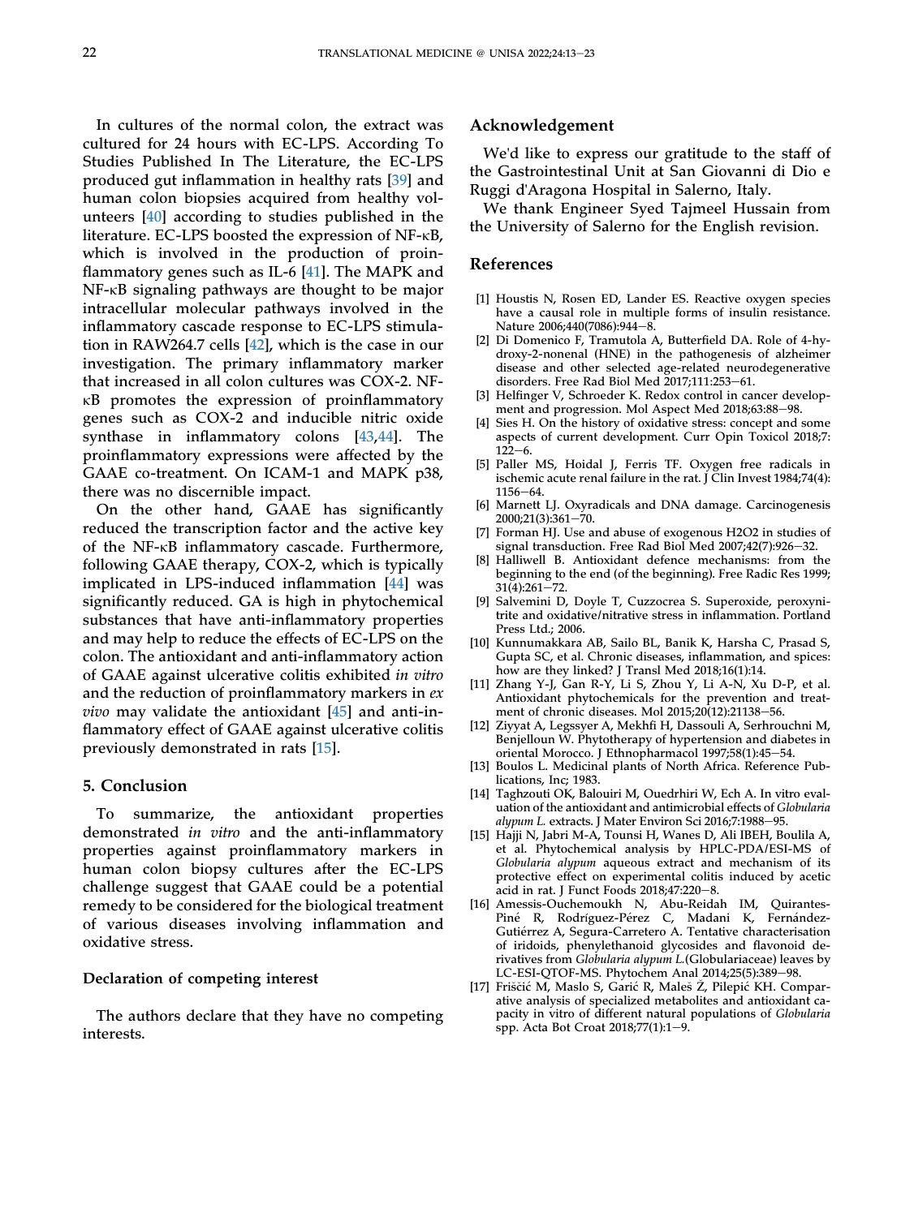In cultures of the normal colon, the extract was cultured for 24 hours with EC-LPS. According To Studies Published In The Literature, the EC-LPS produced gut inflammation in healthy rats [39] and human colon biopsies acquired from healthy volunteers [40] according to studies published in the literature. EC-LPS boosted the expression of NF-κB, which is involved in the production of proinflammatory genes such as IL-6 [41]. The MAPK and NF-κB signaling pathways are thought to be major intracellular molecular pathways involved in the inflammatory cascade response to EC-LPS stimulation in RAW264.7 cells [42], which is the case in our investigation. The primary inflammatory marker that increased in all colon cultures was COX-2. NF-κB promotes the expression of proinflammatory genes such as COX-2 and inducible nitric oxide synthase in inflammatory colons [43,44]. The proinflammatory expressions were affected by the GAAE co-treatment. On ICAM-1 and MAPK p38, there was no discernible impact.

On the other hand, GAAE has significantly reduced the transcription factor and the active key of the NF-κB inflammatory cascade. Furthermore, following GAAE therapy, COX-2, which is typically implicated in LPS-induced inflammation [44] was significantly reduced. GA is high in phytochemical substances that have anti-inflammatory properties and may help to reduce the effects of EC-LPS on the colon. The antioxidant and anti-inflammatory action of GAAE against ulcerative colitis exhibited *in vitro* and the reduction of proinflammatory markers in *ex vivo* may validate the antioxidant [45] and anti-inflammatory effect of GAAE against ulcerative colitis previously demonstrated in rats [15].

## 5. Conclusion

To summarize, the antioxidant properties demonstrated *in vitro* and the anti-inflammatory properties against proinflammatory markers in human colon biopsy cultures after the EC-LPS challenge suggest that GAAE could be a potential remedy to be considered for the biological treatment of various diseases involving inflammation and oxidative stress.

### Declaration of competing interest

The authors declare that they have no competing interests.

## Acknowledgement

We'd like to express our gratitude to the staff of the Gastrointestinal Unit at San Giovanni di Dio e Ruggi d'Aragona Hospital in Salerno, Italy.

We thank Engineer Syed Tajmeel Hussain from the University of Salerno for the English revision.

## References

[1] Houstis N, Rosen ED, Lander ES. Reactive oxygen species have a causal role in multiple forms of insulin resistance. Nature 2006;440(7086):944−8.

[2] Di Domenico F, Tramutola A, Butterfield DA. Role of 4-hydroxy-2-nonenal (HNE) in the pathogenesis of alzheimer disease and other selected age-related neurodegenerative disorders. Free Rad Biol Med 2017;111:253−61.

[3] Helfinger V, Schroeder K. Redox control in cancer development and progression. Mol Aspect Med 2018;63:88−98.

[4] Sies H. On the history of oxidative stress: concept and some aspects of current development. Curr Opin Toxicol 2018;7:122−6.

[5] Paller MS, Hoidal J, Ferris TF. Oxygen free radicals in ischemic acute renal failure in the rat. J Clin Invest 1984;74(4):1156−64.

[6] Marnett LJ. Oxyradicals and DNA damage. Carcinogenesis 2000;21(3):361−70.

[7] Forman HJ. Use and abuse of exogenous H2O2 in studies of signal transduction. Free Rad Biol Med 2007;42(7):926−32.

[8] Halliwell B. Antioxidant defence mechanisms: from the beginning to the end (of the beginning). Free Radic Res 1999;31(4):261−72.

[9] Salvemini D, Doyle T, Cuzzocrea S. Superoxide, peroxynitrite and oxidative/nitrative stress in inflammation. Portland Press Ltd.; 2006.

[10] Kunnumakkara AB, Sailo BL, Banik K, Harsha C, Prasad S, Gupta SC, et al. Chronic diseases, inflammation, and spices: how are they linked? J Transl Med 2018;16(1):14.

[11] Zhang Y-J, Gan R-Y, Li S, Zhou Y, Li A-N, Xu D-P, et al. Antioxidant phytochemicals for the prevention and treatment of chronic diseases. Mol 2015;20(12):21138−56.

[12] Ziyyat A, Legssyer A, Mekhfi H, Dassouli A, Serhrouchni M, Benjelloun W. Phytotherapy of hypertension and diabetes in oriental Morocco. J Ethnopharmacol 1997;58(1):45−54.

[13] Boulos L. Medicinal plants of North Africa. Reference Publications, Inc; 1983.

[14] Taghzouti OK, Balouiri M, Ouedrhiri W, Ech A. In vitro evaluation of the antioxidant and antimicrobial effects of *Globularia alypum L.* extracts. J Mater Environ Sci 2016;7:1988−95.

[15] Hajji N, Jabri M-A, Tounsi H, Wanes D, Ali IBEH, Boulila A, et al. Phytochemical analysis by HPLC-PDA/ESI-MS of *Globularia alypum* aqueous extract and mechanism of its protective effect on experimental colitis induced by acetic acid in rat. J Funct Foods 2018;47:220−8.

[16] Amessis-Ouchemoukh N, Abu-Reidah IM, Quirantes-Piné R, Rodríguez-Pérez C, Madani K, Fernández-Gutiérrez A, Segura-Carretero A. Tentative characterisation of iridoids, phenylethanoid glycosides and flavonoid derivatives from *Globularia alypum L.*(Globulariaceae) leaves by LC-ESI-QTOF-MS. Phytochem Anal 2014;25(5):389−98.

[17] Friščić M, Maslo S, Garić R, Maleš Ž, Pilepić KH. Comparative analysis of specialized metabolites and antioxidant capacity in vitro of different natural populations of *Globularia* spp. Acta Bot Croat 2018;77(1):1−9.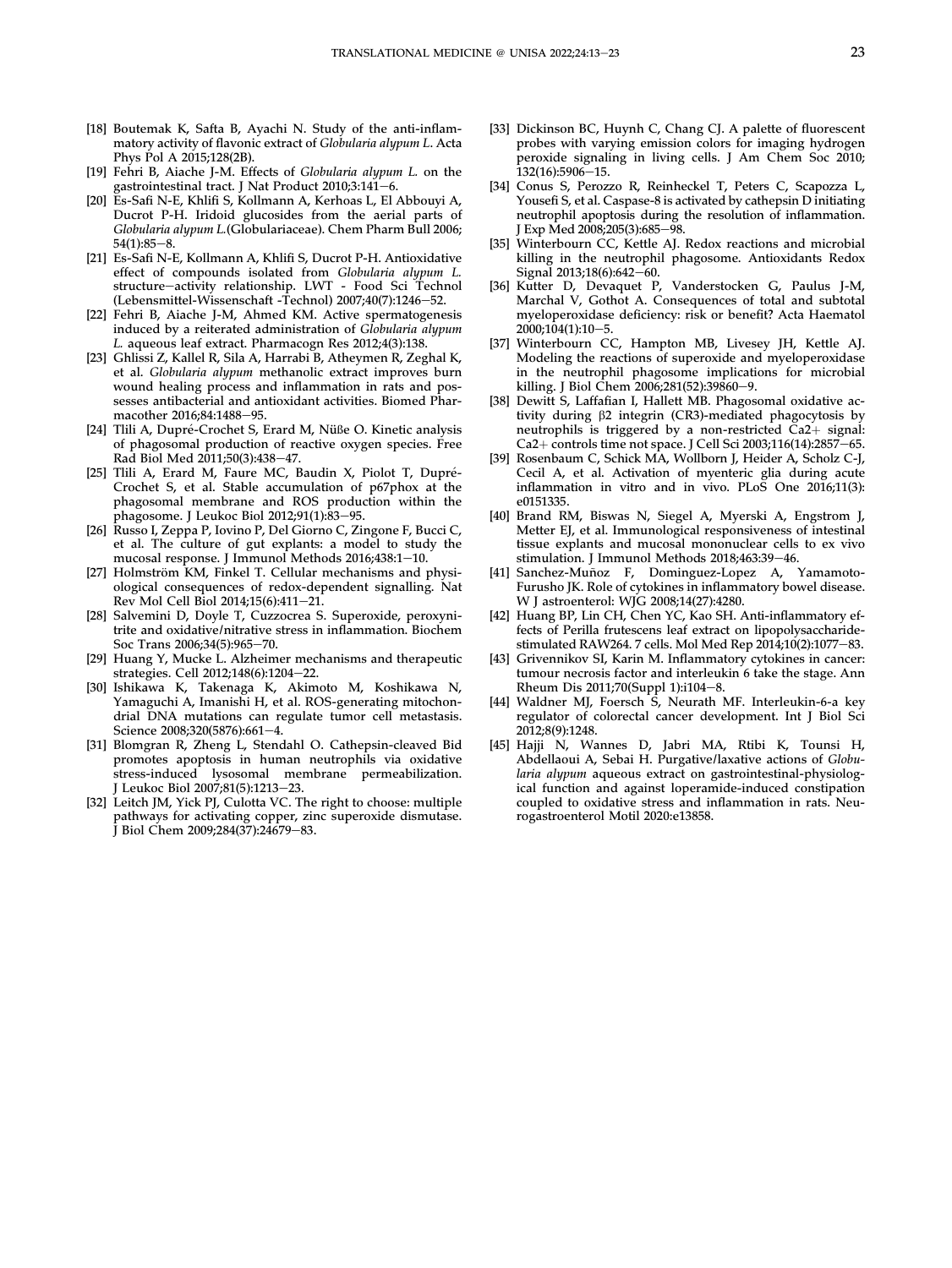[18] Boutemak K, Safta B, Ayachi N. Study of the anti-inflammatory activity of flavonic extract of *Globularia alypum L*. Acta Phys Pol A 2015;128(2B).

[19] Fehri B, Aiache J-M. Effects of *Globularia alypum L.* on the gastrointestinal tract. J Nat Product 2010;3:141–6.

[20] Es-Safi N-E, Khlifi S, Kollmann A, Kerhoas L, El Abbouyi A, Ducrot P-H. Iridoid glucosides from the aerial parts of *Globularia alypum L.*(Globulariaceae). Chem Pharm Bull 2006; 54(1):85–8.

[21] Es-Safi N-E, Kollmann A, Khlifi S, Ducrot P-H. Antioxidative effect of compounds isolated from *Globularia alypum L.* structure–activity relationship. LWT - Food Sci Technol (Lebensmittel-Wissenschaft -Technol) 2007;40(7):1246–52.

[22] Fehri B, Aiache J-M, Ahmed KM. Active spermatogenesis induced by a reiterated administration of *Globularia alypum L.* aqueous leaf extract. Pharmacogn Res 2012;4(3):138.

[23] Ghlissi Z, Kallel R, Sila A, Harrabi B, Atheymen R, Zeghal K, et al. *Globularia alypum* methanolic extract improves burn wound healing process and inflammation in rats and possesses antibacterial and antioxidant activities. Biomed Pharmacother 2016;84:1488–95.

[24] Tlili A, Dupré-Crochet S, Erard M, Nüße O. Kinetic analysis of phagosomal production of reactive oxygen species. Free Rad Biol Med 2011;50(3):438–47.

[25] Tlili A, Erard M, Faure MC, Baudin X, Piolot T, Dupré-Crochet S, et al. Stable accumulation of p67phox at the phagosomal membrane and ROS production within the phagosome. J Leukoc Biol 2012;91(1):83–95.

[26] Russo I, Zeppa P, Iovino P, Del Giorno C, Zingone F, Bucci C, et al. The culture of gut explants: a model to study the mucosal response. J Immunol Methods 2016;438:1–10.

[27] Holmström KM, Finkel T. Cellular mechanisms and physiological consequences of redox-dependent signalling. Nat Rev Mol Cell Biol 2014;15(6):411–21.

[28] Salvemini D, Doyle T, Cuzzocrea S. Superoxide, peroxynitrite and oxidative/nitrative stress in inflammation. Biochem Soc Trans 2006;34(5):965–70.

[29] Huang Y, Mucke L. Alzheimer mechanisms and therapeutic strategies. Cell 2012;148(6):1204–22.

[30] Ishikawa K, Takenaga K, Akimoto M, Koshikawa N, Yamaguchi A, Imanishi H, et al. ROS-generating mitochondrial DNA mutations can regulate tumor cell metastasis. Science 2008;320(5876):661–4.

[31] Blomgran R, Zheng L, Stendahl O. Cathepsin-cleaved Bid promotes apoptosis in human neutrophils via oxidative stress-induced lysosomal membrane permeabilization. J Leukoc Biol 2007;81(5):1213–23.

[32] Leitch JM, Yick PJ, Culotta VC. The right to choose: multiple pathways for activating copper, zinc superoxide dismutase. J Biol Chem 2009;284(37):24679–83.

[33] Dickinson BC, Huynh C, Chang CJ. A palette of fluorescent probes with varying emission colors for imaging hydrogen peroxide signaling in living cells. J Am Chem Soc 2010; 132(16):5906–15.

[34] Conus S, Perozzo R, Reinheckel T, Peters C, Scapozza L, Yousefi S, et al. Caspase-8 is activated by cathepsin D initiating neutrophil apoptosis during the resolution of inflammation. J Exp Med 2008;205(3):685–98.

[35] Winterbourn CC, Kettle AJ. Redox reactions and microbial killing in the neutrophil phagosome. Antioxidants Redox Signal 2013;18(6):642–60.

[36] Kutter D, Devaquet P, Vanderstocken G, Paulus J-M, Marchal V, Gothot A. Consequences of total and subtotal myeloperoxidase deficiency: risk or benefit? Acta Haematol 2000;104(1):10–5.

[37] Winterbourn CC, Hampton MB, Livesey JH, Kettle AJ. Modeling the reactions of superoxide and myeloperoxidase in the neutrophil phagosome implications for microbial killing. J Biol Chem 2006;281(52):39860–9.

[38] Dewitt S, Laffafian I, Hallett MB. Phagosomal oxidative activity during β2 integrin (CR3)-mediated phagocytosis by neutrophils is triggered by a non-restricted $Ca2+$ signal: $Ca2+$ controls time not space. J Cell Sci 2003;116(14):2857–65.

[39] Rosenbaum C, Schick MA, Wollborn J, Heider A, Scholz C-J, Cecil A, et al. Activation of myenteric glia during acute inflammation in vitro and in vivo. PLoS One 2016;11(3): e0151335.

[40] Brand RM, Biswas N, Siegel A, Myerski A, Engstrom J, Metter EJ, et al. Immunological responsiveness of intestinal tissue explants and mucosal mononuclear cells to ex vivo stimulation. J Immunol Methods 2018;463:39–46.

[41] Sanchez-Muñoz F, Dominguez-Lopez A, Yamamoto-Furusho JK. Role of cytokines in inflammatory bowel disease. W J astroenterol: WJG 2008;14(27):4280.

[42] Huang BP, Lin CH, Chen YC, Kao SH. Anti-inflammatory effects of Perilla frutescens leaf extract on lipopolysaccharide-stimulated RAW264. 7 cells. Mol Med Rep 2014;10(2):1077–83.

[43] Grivennikov SI, Karin M. Inflammatory cytokines in cancer: tumour necrosis factor and interleukin 6 take the stage. Ann Rheum Dis 2011;70(Suppl 1):i104–8.

[44] Waldner MJ, Foersch S, Neurath MF. Interleukin-6-a key regulator of colorectal cancer development. Int J Biol Sci 2012;8(9):1248.

[45] Hajji N, Wannes D, Jabri MA, Rtibi K, Tounsi H, Abdellaoui A, Sebai H. Purgative/laxative actions of *Globularia alypum* aqueous extract on gastrointestinal-physiological function and against loperamide-induced constipation coupled to oxidative stress and inflammation in rats. Neurogastroenterol Motil 2020:e13858.